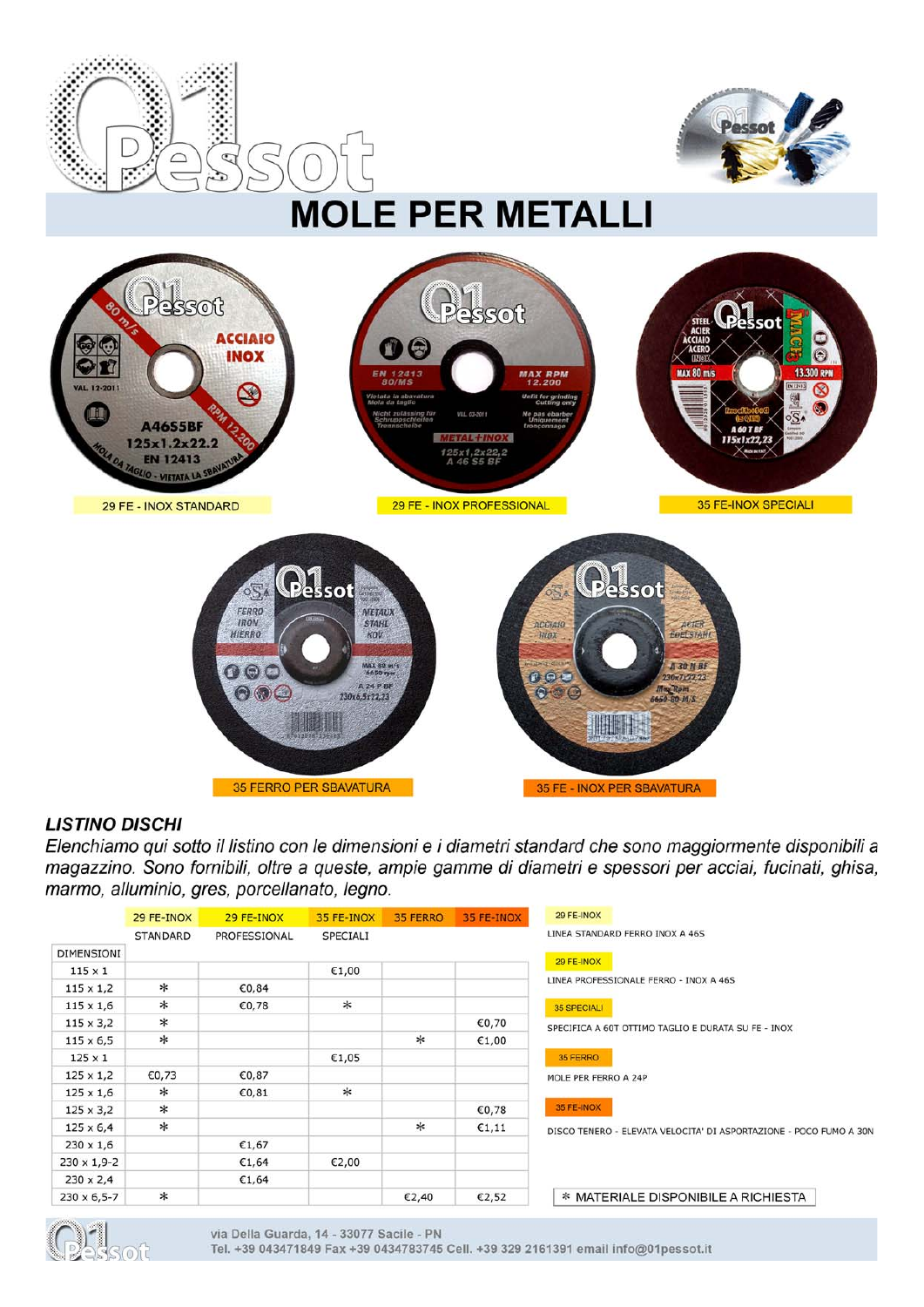# MOLE PER METALLI

29 FE - INOX STANDARD

29 FE - INOX PROFESSIONAL

35 FE-INOX SPECIALI

35 FERRO PER SBAVATURA

35 FE - INOX PER SBAVATURA

## *LISTINO DISCHI*

*Elenchiamo qui sotto il listino con le dimensioni e i diametri standard che sono maggiormente disponibili a magazzino. Sono fornibili, oltre a queste, ampie gamme di diametri e spessori per acciai, fucinati, ghisa, marmo, alluminio, gres, porcellanato, legno.*

| | 29 FE-INOX STANDARD | 29 FE-INOX PROFESSIONAL | 35 FE-INOX SPECIALI | 35 FERRO | 35 FE-INOX |
|---|---|---|---|---|---|
| DIMENSIONI | | | | | |
| 115 x 1 | | | €1,00 | | |
| 115 x 1,2 | * | €0,84 | | | |
| 115 x 1,6 | * | €0,78 | * | | |
| 115 x 3,2 | * | | | | €0,70 |
| 115 x 6,5 | * | | | * | €1,00 |
| 125 x 1 | | | €1,05 | | |
| 125 x 1,2 | €0,73 | €0,87 | | | |
| 125 x 1,6 | * | €0,81 | * | | |
| 125 x 3,2 | * | | | | €0,78 |
| 125 x 6,4 | * | | | * | €1,11 |
| 230 x 1,6 | | €1,67 | | | |
| 230 x 1,9-2 | | €1,64 | €2,00 | | |
| 230 x 2,4 | | €1,64 | | | |
| 230 x 6,5-7 | * | | | €2,40 | €2,52 |

29 FE-INOX
LINEA STANDARD FERRO INOX A 46S

29 FE-INOX
LINEA PROFESSIONALE FERRO - INOX A 46S

35 SPECIALI
SPECIFICA A 60T OTTIMO TAGLIO E DURATA SU FE - INOX

35 FERRO
MOLE PER FERRO A 24P

35 FE-INOX
DISCO TENERO - ELEVATA VELOCITA' DI ASPORTAZIONE - POCO FUMO A 30N

\* MATERIALE DISPONIBILE A RICHIESTA

via Della Guarda, 14 - 33077 Sacile - PN
Tel. +39 043471849 Fax +39 0434783745 Cell. +39 329 2161391 email info@01pessot.it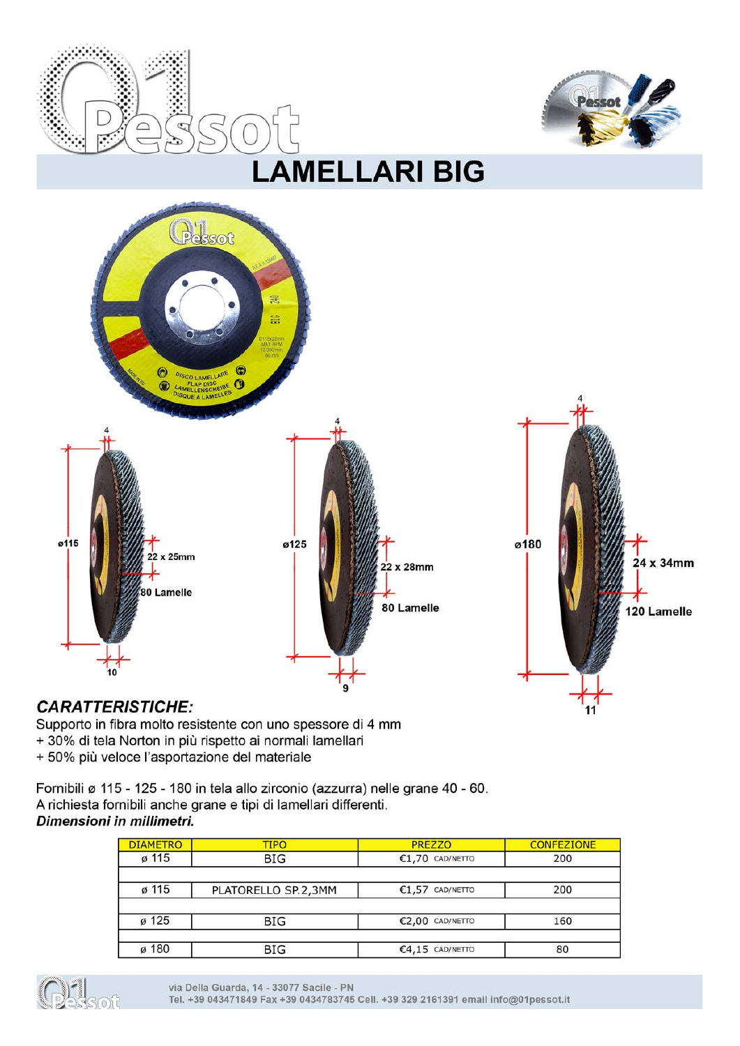# LAMELLARI BIG

ø115 — 22 x 25mm — 80 Lamelle — 4 — 10

ø125 — 22 x 28mm — 80 Lamelle — 4 — 9

ø180 — 24 x 34mm — 120 Lamelle — 4 — 11

### *CARATTERISTICHE:*

Supporto in fibra molto resistente con uno spessore di 4 mm
+ 30% di tela Norton in più rispetto ai normali lamellari
+ 50% più veloce l'asportazione del materiale

Fornibili ø 115 - 125 - 180 in tela allo zirconio (azzurra) nelle grane 40 - 60.
A richiesta fornibili anche grane e tipi di lamellari differenti.
***Dimensioni in millimetri.***

| DIAMETRO | TIPO | PREZZO | CONFEZIONE |
|---|---|---|---|
| ø 115 | BIG | €1,70 CAD/NETTO | 200 |
| ø 115 | PLATORELLO SP.2,3MM | €1,57 CAD/NETTO | 200 |
| ø 125 | BIG | €2,00 CAD/NETTO | 160 |
| ø 180 | BIG | €4,15 CAD/NETTO | 80 |

via Della Guarda, 14 - 33077 Sacile - PN
Tel. +39 043471849 Fax +39 0434783745 Cell. +39 329 2161391 email info@01pessot.it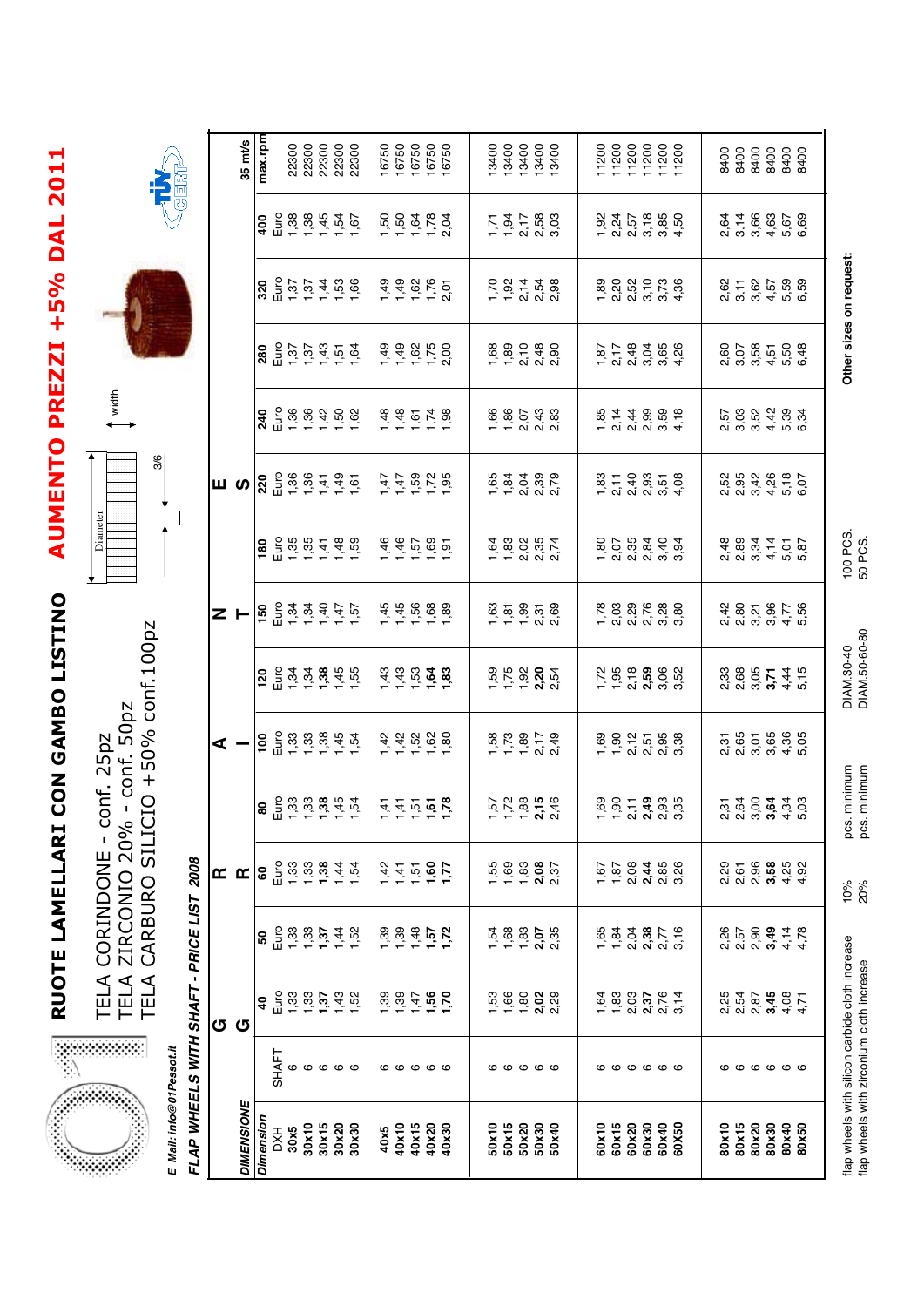# RUOTE LAMELLARI CON GAMBO LISTINO

**AUMENTO PREZZI +5% DAL 2011**

TELA CORINDONE - conf. 25pz
TELA ZIRCONIO 20% - conf. 50pz
TELA CARBURO SILICIO +50% conf.100pz

*E Mail: info@01Pessot.it*

*FLAP WHEELS WITH SHAFT - PRICE LIST 2008*

| DIMENSIONE | | G R A N T E S | | | | | | | | | | | | | 35 mt/s |
|---|---|---|---|---|---|---|---|---|---|---|---|---|---|---|---|
| *Dimension* DXH | SHAFT | 40 Euro | 50 Euro | 60 Euro | 80 Euro | 100 Euro | 120 Euro | 150 Euro | 180 Euro | 220 Euro | 240 Euro | 280 Euro | 320 Euro | 400 Euro | max.rpm |
| 30x5 | 6 | 1,33 | 1,33 | 1,33 | 1,33 | 1,33 | 1,34 | 1,34 | 1,35 | 1,36 | 1,36 | 1,37 | 1,37 | 1,38 | 22300 |
| 30x10 | 6 | 1,33 | 1,33 | 1,33 | 1,33 | 1,33 | 1,34 | 1,34 | 1,35 | 1,36 | 1,36 | 1,37 | 1,37 | 1,38 | 22300 |
| 30x15 | 6 | **1,37** | **1,37** | **1,38** | **1,38** | 1,38 | **1,38** | 1,40 | 1,41 | 1,41 | 1,42 | 1,43 | 1,44 | 1,45 | 22300 |
| 30x20 | 6 | 1,43 | 1,44 | 1,44 | 1,45 | 1,45 | 1,45 | 1,47 | 1,48 | 1,49 | 1,50 | 1,51 | 1,53 | 1,54 | 22300 |
| 30x30 | 6 | 1,52 | 1,52 | 1,54 | 1,54 | 1,54 | 1,55 | 1,57 | 1,59 | 1,61 | 1,62 | 1,64 | 1,66 | 1,67 | 22300 |
| 40x5 | 6 | 1,39 | 1,39 | 1,42 | 1,41 | 1,42 | 1,43 | 1,45 | 1,46 | 1,47 | 1,48 | 1,49 | 1,49 | 1,50 | 16750 |
| 40x10 | 6 | 1,39 | 1,39 | 1,41 | 1,41 | 1,42 | 1,43 | 1,45 | 1,46 | 1,47 | 1,48 | 1,49 | 1,49 | 1,50 | 16750 |
| 40x15 | 6 | 1,47 | 1,48 | 1,51 | 1,51 | 1,52 | 1,53 | 1,56 | 1,57 | 1,59 | 1,61 | 1,62 | 1,62 | 1,64 | 16750 |
| 40x20 | 6 | **1,56** | **1,57** | **1,60** | **1,61** | 1,62 | **1,64** | 1,68 | 1,69 | 1,72 | 1,74 | 1,75 | 1,76 | 1,78 | 16750 |
| 40x30 | 6 | **1,70** | **1,72** | **1,77** | **1,78** | 1,80 | **1,83** | 1,89 | 1,91 | 1,95 | 1,98 | 2,00 | 2,01 | 2,04 | 16750 |
| 50x10 | 6 | 1,53 | 1,54 | 1,55 | 1,57 | 1,58 | 1,59 | 1,63 | 1,64 | 1,65 | 1,66 | 1,68 | 1,70 | 1,71 | 13400 |
| 50x15 | 6 | 1,66 | 1,68 | 1,69 | 1,72 | 1,73 | 1,75 | 1,81 | 1,83 | 1,84 | 1,86 | 1,89 | 1,92 | 1,94 | 13400 |
| 50x20 | 6 | 1,80 | 1,83 | 1,83 | 1,88 | 1,89 | 1,92 | 1,99 | 2,02 | 2,04 | 2,07 | 2,10 | 2,14 | 2,17 | 13400 |
| 50x30 | 6 | **2,02** | **2,07** | **2,08** | **2,15** | 2,17 | **2,20** | 2,31 | 2,35 | 2,39 | 2,43 | 2,48 | 2,54 | 2,58 | 13400 |
| 50x40 | 6 | 2,29 | 2,35 | 2,37 | 2,46 | 2,49 | 2,54 | 2,69 | 2,74 | 2,79 | 2,83 | 2,90 | 2,98 | 3,03 | 13400 |
| 60x10 | 6 | 1,64 | 1,65 | 1,67 | 1,69 | 1,69 | 1,72 | 1,78 | 1,80 | 1,83 | 1,85 | 1,87 | 1,89 | 1,92 | 11200 |
| 60x15 | 6 | 1,83 | 1,84 | 1,87 | 1,90 | 1,90 | 1,95 | 2,03 | 2,07 | 2,11 | 2,14 | 2,17 | 2,20 | 2,24 | 11200 |
| 60x20 | 6 | 2,03 | 2,04 | 2,08 | 2,11 | 2,12 | 2,18 | 2,29 | 2,35 | 2,40 | 2,44 | 2,48 | 2,52 | 2,57 | 11200 |
| 60x30 | 6 | **2,37** | **2,38** | **2,44** | **2,49** | 2,51 | **2,59** | 2,76 | 2,84 | 2,93 | 2,99 | 3,04 | 3,10 | 3,18 | 11200 |
| 60x40 | 6 | 2,76 | 2,77 | 2,85 | 2,93 | 2,95 | 3,06 | 3,28 | 3,40 | 3,51 | 3,59 | 3,65 | 3,73 | 3,85 | 11200 |
| 60X50 | 6 | 3,14 | 3,16 | 3,26 | 3,35 | 3,38 | 3,52 | 3,80 | 3,94 | 4,08 | 4,18 | 4,26 | 4,36 | 4,50 | 11200 |
| 80x10 | 6 | 2,25 | 2,26 | 2,29 | 2,31 | 2,31 | 2,33 | 2,42 | 2,48 | 2,52 | 2,57 | 2,60 | 2,62 | 2,64 | 8400 |
| 80x15 | 6 | 2,54 | 2,57 | 2,61 | 2,64 | 2,65 | 2,68 | 2,80 | 2,89 | 2,95 | 3,03 | 3,07 | 3,11 | 3,14 | 8400 |
| 80x20 | 6 | 2,87 | 2,90 | 2,96 | 3,00 | 3,01 | 3,05 | 3,21 | 3,34 | 3,42 | 3,52 | 3,58 | 3,62 | 3,66 | 8400 |
| 80x30 | 6 | **3,45** | **3,49** | **3,58** | **3,64** | 3,65 | **3,71** | 3,96 | 4,14 | 4,26 | 4,42 | 4,51 | 4,57 | 4,63 | 8400 |
| 80x40 | 6 | 4,08 | 4,14 | 4,25 | 4,34 | 4,36 | 4,44 | 4,77 | 5,01 | 5,18 | 5,39 | 5,50 | 5,59 | 5,67 | 8400 |
| 80x50 | 6 | 4,71 | 4,78 | 4,92 | 5,03 | 5,05 | 5,15 | 5,56 | 5,87 | 6,07 | 6,34 | 6,48 | 6,59 | 6,69 | 8400 |

| | | | | |
|---|---|---|---|---|
| flap wheels with silicon carbide cloth increase | 10% | pcs. minimum | DIAM.30-40 | 100 PCS. |
| flap wheels with zirconium cloth increase | 20% | pcs. minimum | DIAM.50-60-80 | 50 PCS. |

**Other sizes on request:**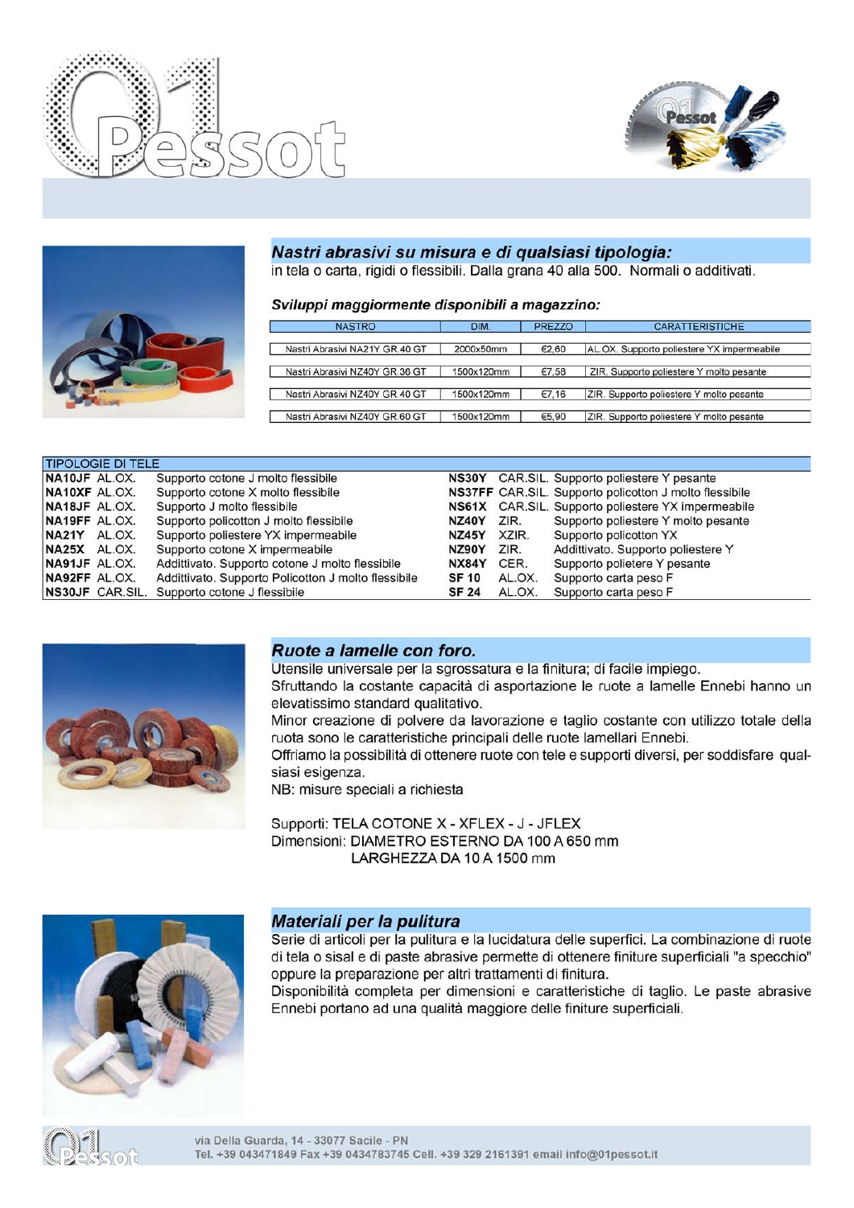## *Nastri abrasivi su misura e di qualsiasi tipologia:*

in tela o carta, rigidi o flessibili. Dalla grana 40 alla 500. Normali o additivati.

### *Sviluppi maggiormente disponibili a magazzino:*

| NASTRO | DIM. | PREZZO | CARATTERISTICHE |
|---|---|---|---|
| Nastri Abrasivi NA21Y GR.40 GT | 2000x50mm | €2,60 | AL.OX. Supporto poliestere YX impermeabile |
| Nastri Abrasivi NZ40Y GR.36 GT | 1500x120mm | €7,58 | ZIR. Supporto poliestere Y molto pesante |
| Nastri Abrasivi NZ40Y GR.40 GT | 1500x120mm | €7,16 | ZIR. Supporto poliestere Y molto pesante |
| Nastri Abrasivi NZ40Y GR.60 GT | 1500x120mm | €5,90 | ZIR. Supporto poliestere Y molto pesante |

| TIPOLOGIE DI TELE | | |
|---|---|---|
| **NA10JF** | AL.OX. | Supporto cotone J molto flessibile |
| **NA10XF** | AL.OX. | Supporto cotone X molto flessibile |
| **NA18JF** | AL.OX. | Supporto J molto flessibile |
| **NA19FF** | AL.OX. | Supporto policotton J molto flessibile |
| **NA21Y** | AL.OX. | Supporto poliestere YX impermeabile |
| **NA25X** | AL.OX. | Supporto cotone X impermeabile |
| **NA91JF** | AL.OX. | Addittivato. Supporto cotone J molto flessibile |
| **NA92FF** | AL.OX. | Addittivato. Supporto Policotton J molto flessibile |
| **NS30JF** | CAR.SIL. | Supporto cotone J flessibile |
| **NS30Y** | CAR.SIL. | Supporto poliestere Y pesante |
| **NS37FF** | CAR.SIL. | Supporto policotton J molto flessibile |
| **NS61X** | CAR.SIL. | Supporto poliestere YX impermeabile |
| **NZ40Y** | ZIR. | Supporto poliestere Y molto pesante |
| **NZ45Y** | XZIR. | Supporto policotton YX |
| **NZ90Y** | ZIR. | Addittivato. Supporto poliestere Y |
| **NX84Y** | CER. | Supporto polietere Y pesante |
| **SF 10** | AL.OX. | Supporto carta peso F |
| **SF 24** | AL.OX. | Supporto carta peso F |

## *Ruote a lamelle con foro.*

Utensile universale per la sgrossatura e la finitura; di facile impiego.

Sfruttando la costante capacità di asportazione le ruote a lamelle Ennebi hanno un elevatissimo standard qualitativo.

Minor creazione di polvere da lavorazione e taglio costante con utilizzo totale della ruota sono le caratteristiche principali delle ruote lamellari Ennebi.

Offriamo la possibilità di ottenere ruote con tele e supporti diversi, per soddisfare qualsiasi esigenza.

NB: misure speciali a richiesta

Supporti: TELA COTONE X - XFLEX - J - JFLEX

Dimensioni: DIAMETRO ESTERNO DA 100 A 650 mm
LARGHEZZA DA 10 A 1500 mm

## *Materiali per la pulitura*

Serie di articoli per la pulitura e la lucidatura delle superfici. La combinazione di ruote di tela o sisal e di paste abrasive permette di ottenere finiture superficiali "a specchio" oppure la preparazione per altri trattamenti di finitura.

Disponibilità completa per dimensioni e caratteristiche di taglio. Le paste abrasive Ennebi portano ad una qualità maggiore delle finiture superficiali.

via Della Guarda, 14 - 33077 Sacile - PN
Tel. +39 043471849 Fax +39 0434783745 Cell. +39 329 2161391 email info@01pessot.it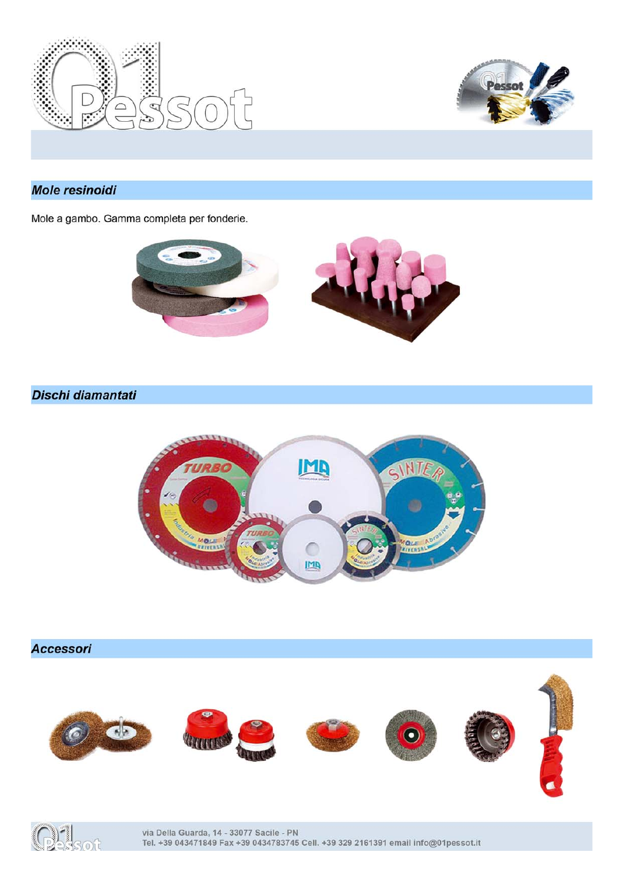## *Mole resinoidi*

Mole a gambo. Gamma completa per fonderie.

## *Dischi diamantati*

## *Accessori*

via Della Guarda, 14 - 33077 Sacile - PN
Tel. +39 043471849 Fax +39 0434783745 Cell. +39 329 2161391 email info@01pessot.it